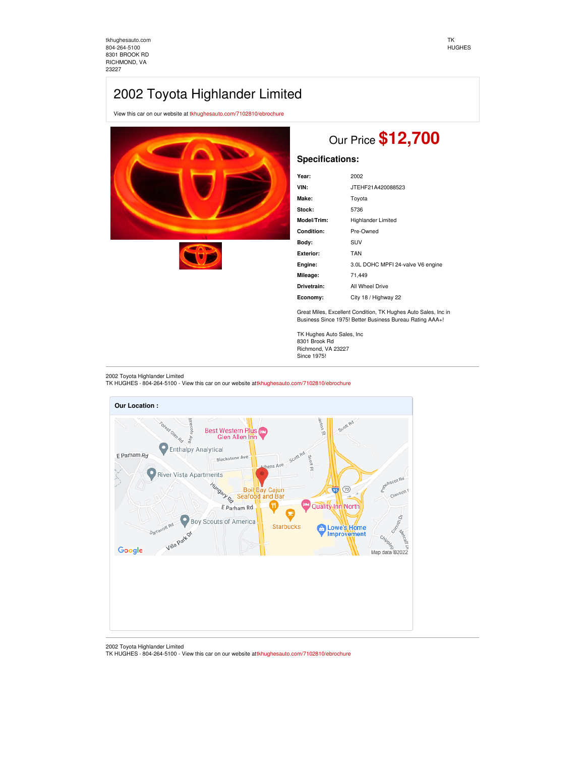tkhughesauto.com
804-264-5100
8301 BROOK RD
RICHMOND, VA
23227

TK
HUGHES

# 2002 Toyota Highlander Limited

View this car on our website at tkhughesauto.com/7102810/ebrochure

Our Price **$12,700**

## Specifications:

| | |
|---|---|
| **Year:** | 2002 |
| **VIN:** | JTEHF21A420088523 |
| **Make:** | Toyota |
| **Stock:** | 5736 |
| **Model/Trim:** | Highlander Limited |
| **Condition:** | Pre-Owned |
| **Body:** | SUV |
| **Exterior:** | TAN |
| **Engine:** | 3.0L DOHC MPFI 24-valve V6 engine |
| **Mileage:** | 71,449 |
| **Drivetrain:** | All Wheel Drive |
| **Economy:** | City 18 / Highway 22 |

Great Miles, Excellent Condition, TK Hughes Auto Sales, Inc in Business Since 1975! Better Business Bureau Rating AAA+!

TK Hughes Auto Sales, Inc
8301 Brook Rd
Richmond, VA 23227
Since 1975!

2002 Toyota Highlander Limited
TK HUGHES - 804-264-5100 - View this car on our website attkhughesauto.com/7102810/ebrochure

**Our Location :**

2002 Toyota Highlander Limited
TK HUGHES - 804-264-5100 - View this car on our website attkhughesauto.com/7102810/ebrochure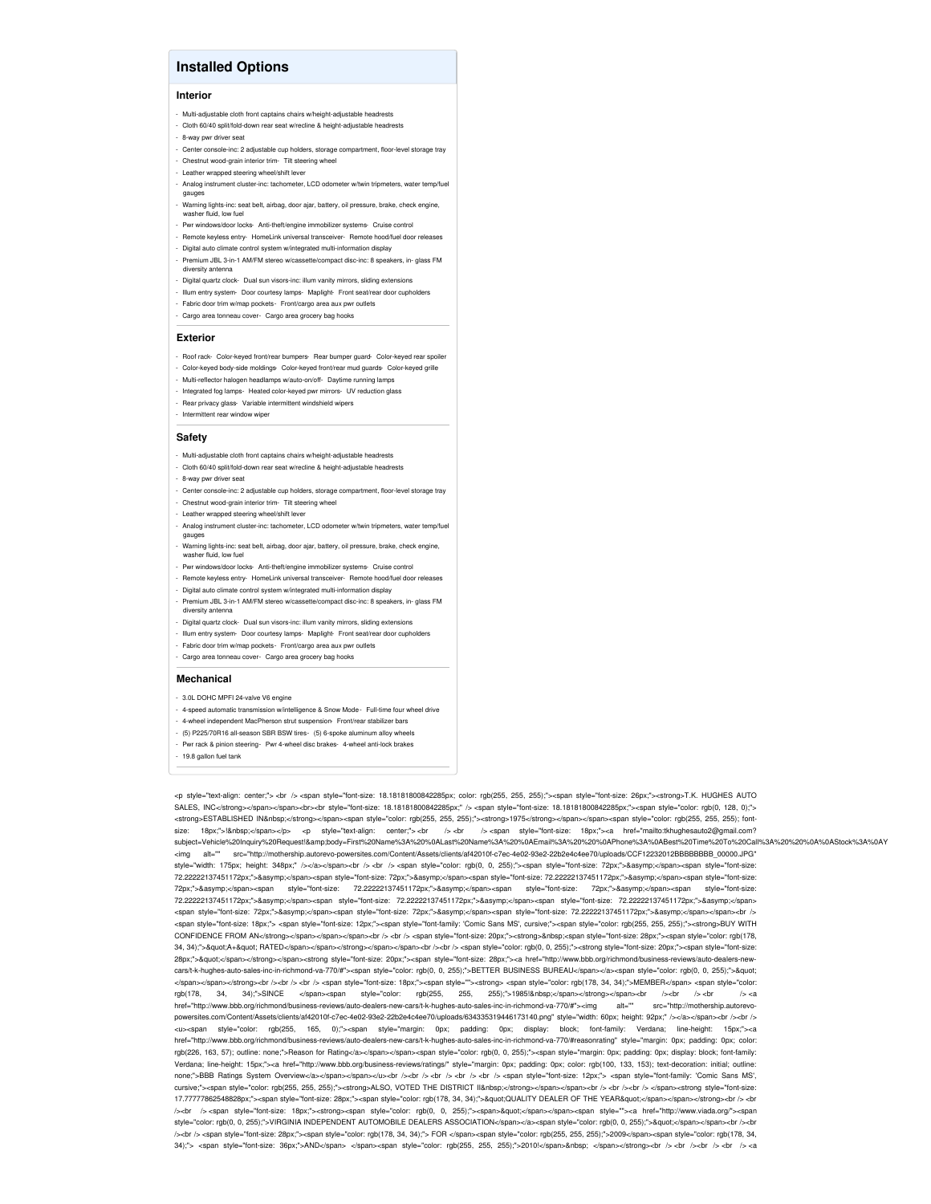## Installed Options

### Interior

- Multi-adjustable cloth front captains chairs w/height-adjustable headrests
- Cloth 60/40 split/fold-down rear seat w/recline & height-adjustable headrests
- 8-way pwr driver seat
- Center console-inc: 2 adjustable cup holders, storage compartment, floor-level storage tray
- Chestnut wood-grain interior trim- Tilt steering wheel
- Leather wrapped steering wheel/shift lever
- Analog instrument cluster-inc: tachometer, LCD odometer w/twin tripmeters, water temp/fuel gauges
- Warning lights-inc: seat belt, airbag, door ajar, battery, oil pressure, brake, check engine, washer fluid, low fuel
- Pwr windows/door locks- Anti-theft/engine immobilizer systems- Cruise control
- Remote keyless entry- HomeLink universal transceiver- Remote hood/fuel door releases
- Digital auto climate control system w/integrated multi-information display
- Premium JBL 3-in-1 AM/FM stereo w/cassette/compact disc-inc: 8 speakers, in- glass FM diversity antenna
- Digital quartz clock- Dual sun visors-inc: illum vanity mirrors, sliding extensions
- Illum entry system- Door courtesy lamps- Maplight- Front seat/rear door cupholders
- Fabric door trim w/map pockets- Front/cargo area aux pwr outlets
- Cargo area tonneau cover- Cargo area grocery bag hooks

### Exterior

- Roof rack- Color-keyed front/rear bumpers- Rear bumper guard- Color-keyed rear spoiler
- Color-keyed body-side moldings- Color-keyed front/rear mud guards- Color-keyed grille
- Multi-reflector halogen headlamps w/auto-on/off- Daytime running lamps
- Integrated fog lamps- Heated color-keyed pwr mirrors- UV reduction glass
- Rear privacy glass- Variable intermittent windshield wipers
- Intermittent rear window wiper

### Safety

- Multi-adjustable cloth front captains chairs w/height-adjustable headrests
- Cloth 60/40 split/fold-down rear seat w/recline & height-adjustable headrests
- 8-way pwr driver seat
- Center console-inc: 2 adjustable cup holders, storage compartment, floor-level storage tray
- Chestnut wood-grain interior trim- Tilt steering wheel
- Leather wrapped steering wheel/shift lever
- Analog instrument cluster-inc: tachometer, LCD odometer w/twin tripmeters, water temp/fuel gauges
- Warning lights-inc: seat belt, airbag, door ajar, battery, oil pressure, brake, check engine, washer fluid, low fuel
- Pwr windows/door locks- Anti-theft/engine immobilizer systems- Cruise control
- Remote keyless entry- HomeLink universal transceiver- Remote hood/fuel door releases
- Digital auto climate control system w/integrated multi-information display
- Premium JBL 3-in-1 AM/FM stereo w/cassette/compact disc-inc: 8 speakers, in- glass FM diversity antenna
- Digital quartz clock- Dual sun visors-inc: illum vanity mirrors, sliding extensions
- Illum entry system- Door courtesy lamps- Maplight- Front seat/rear door cupholders
- Fabric door trim w/map pockets- Front/cargo area aux pwr outlets
- Cargo area tonneau cover- Cargo area grocery bag hooks

### Mechanical

- 3.0L DOHC MPFI 24-valve V6 engine
- 4-speed automatic transmission w/intelligence & Snow Mode- Full-time four wheel drive
- 4-wheel independent MacPherson strut suspension- Front/rear stabilizer bars
- (5) P225/70R16 all-season SBR BSW tires- (5) 6-spoke aluminum alloy wheels
- Pwr rack & pinion steering- Pwr 4-wheel disc brakes- 4-wheel anti-lock brakes
- 19.8 gallon fuel tank

```
<p style="text-align: center;"> <br /> <span style="font-size: 18.18181800842285px; color: rgb(255, 255, 255);"><span style="font-size: 26px;"><strong>T.K. HUGHES AUTO SALES, INC</strong></span></span><br><br style="font-size: 18.18181800842285px;" /> <span style="font-size: 18.18181800842285px;"><span style="color: rgb(0, 128, 0);"><strong>ESTABLISHED IN&nbsp;</strong></span><span style="color: rgb(255, 255, 255);"><strong>1975</strong></span></span><span style="color: rgb(255, 255, 255); font-size: 18px;">!&nbsp;</span></p> <p style="text-align: center;"> <br /> <br /> <span style="font-size: 18px;"><a href="mailto:tkhughesauto2@gmail.com?subject=Vehicle%20Inquiry%20Request!&amp;body=First%20Name%3A%20%0ALast%20Name%3A%20%0AEmail%3A%20%20%0APhone%3A%0ABest%20Time%20To%20Call%3A%20%20%0A%0AStock%3A%0AY <img alt="" src="http://mothership.autorevo-powersites.com/Content/Assets/clients/af42010f-c7ec-4e02-93e2-22b2e4c4ee70/uploads/CCF12232012BBBBBBBB_00000.JPG" style="width: 175px; height: 348px;" /></a></span><br /> <br /> <span style="color: rgb(0, 0, 255);"><span style="font-size: 72px;">&asymp;</span><span style="font-size: 72.22222137451172px;">&asymp;</span><span style="font-size: 72px;">&asymp;</span><span style="font-size: 72.22222137451172px;">&asymp;</span><span style="font-size: 72px;">&asymp;</span><span style="font-size: 72.22222137451172px;">&asymp;</span><span style="font-size: 72px;">&asymp;</span><span style="font-size: 72.22222137451172px;">&asymp;</span><span style="font-size: 72.22222137451172px;">&asymp;</span><span style="font-size: 72.22222137451172px;">&asymp;</span><span style="font-size: 72px;">&asymp;</span><span style="font-size: 72px;">&asymp;</span><span style="font-size: 72.22222137451172px;">&asymp;</span></span><br /> <span style="font-size: 18px;"> <span style="font-size: 12px;"><span style="font-family: 'Comic Sans MS', cursive;"><span style="color: rgb(255, 255, 255);"><strong>BUY WITH CONFIDENCE FROM AN</strong></span></span></span><br /> <br /> <span style="font-size: 20px;"><strong>&nbsp;<span style="font-size: 28px;"><span style="color: rgb(178, 34, 34);">&quot;A+&quot; RATED</span></span></strong></span></span><br /><br /> <span style="color: rgb(0, 0, 255);"><strong style="font-size: 20px;"><span style="font-size: 28px;">&quot;</span></strong></span><strong style="font-size: 20px;"><span style="font-size: 28px;"><a href="http://www.bbb.org/richmond/business-reviews/auto-dealers-new-cars/t-k-hughes-auto-sales-inc-in-richmond-va-770/#"><span style="color: rgb(0, 0, 255);">BETTER BUSINESS BUREAU</span></a><span style="color: rgb(0, 0, 255);">&quot;</span></span></strong><br /><br /> <br /> <span style="font-size: 18px;"><span style=""><strong> <span style="color: rgb(178, 34, 34);">MEMBER</span> <span style="color: rgb(178, 34, 34);">SINCE </span><span style="color: rgb(255, 255, 255);">1985!&nbsp;</span></strong></span><br /><br /><br /> <a href="http://www.bbb.org/richmond/business-reviews/auto-dealers-new-cars/t-k-hughes-auto-sales-inc-in-richmond-va-770/#"><img alt="" src="http://mothership.autorevo-powersites.com/Content/Assets/clients/af42010f-c7ec-4e02-93e2-22b2e4c4ee70/uploads/634335319446173140.png" style="width: 60px; height: 92px;" /></a></span><br /><br /> <u><span style="color: rgb(255, 165, 0);"><span style="margin: 0px; padding: 0px; display: block; font-family: Verdana; line-height: 15px;"><a href="http://www.bbb.org/richmond/business-reviews/auto-dealers-new-cars/t-k-hughes-auto-sales-inc-in-richmond-va-770/#reasonrating" style="margin: 0px; padding: 0px; color: rgb(226, 163, 57); outline: none;">Reason for Rating</a></span></span><span style="color: rgb(0, 0, 255);"><span style="margin: 0px; padding: 0px; display: block; font-family: Verdana; line-height: 15px;"><a href="http://www.bbb.org/business-reviews/ratings/" style="margin: 0px; padding: 0px; color: rgb(100, 133, 153); text-decoration: initial; outline: none;">BBB Ratings System Overview</a></span></span></u><br /><br /> <br /> <br /> <br /> <span style="font-size: 12px;"> <span style="font-family: 'Comic Sans MS', cursive;"><span style="color: rgb(255, 255, 255);"><strong>ALSO, VOTED THE DISTRICT II&nbsp;</strong></span></span><br /> <br /><br /> </span><strong style="font-size: 17.77777862548828px;"><span style="font-size: 28px;"><span style="color: rgb(178, 34, 34);">&quot;QUALITY DEALER OF THE YEAR&quot;</span></span></strong><br /> <br /><br /> <span style="font-size: 18px;"><strong><span style="color: rgb(0, 0, 255);"><span>&quot;</span></span><span style=""><a href="http://www.viada.org/"><span style="color: rgb(0, 0, 255);">VIRGINIA INDEPENDENT AUTOMOBILE DEALERS ASSOCIATION</span></a><span style="color: rgb(0, 0, 255);">&quot;</span></span><br /><br /><br /> <span style="font-size: 28px;"><span style="color: rgb(178, 34, 34);"> FOR </span><span style="color: rgb(255, 255, 255);">2009</span><span style="color: rgb(178, 34, 34);"> <span style="font-size: 36px;">AND</span> </span><span style="color: rgb(255, 255, 255);">2010!</span>&nbsp; </span></strong><br /> <br /><br /> <br /> <a
```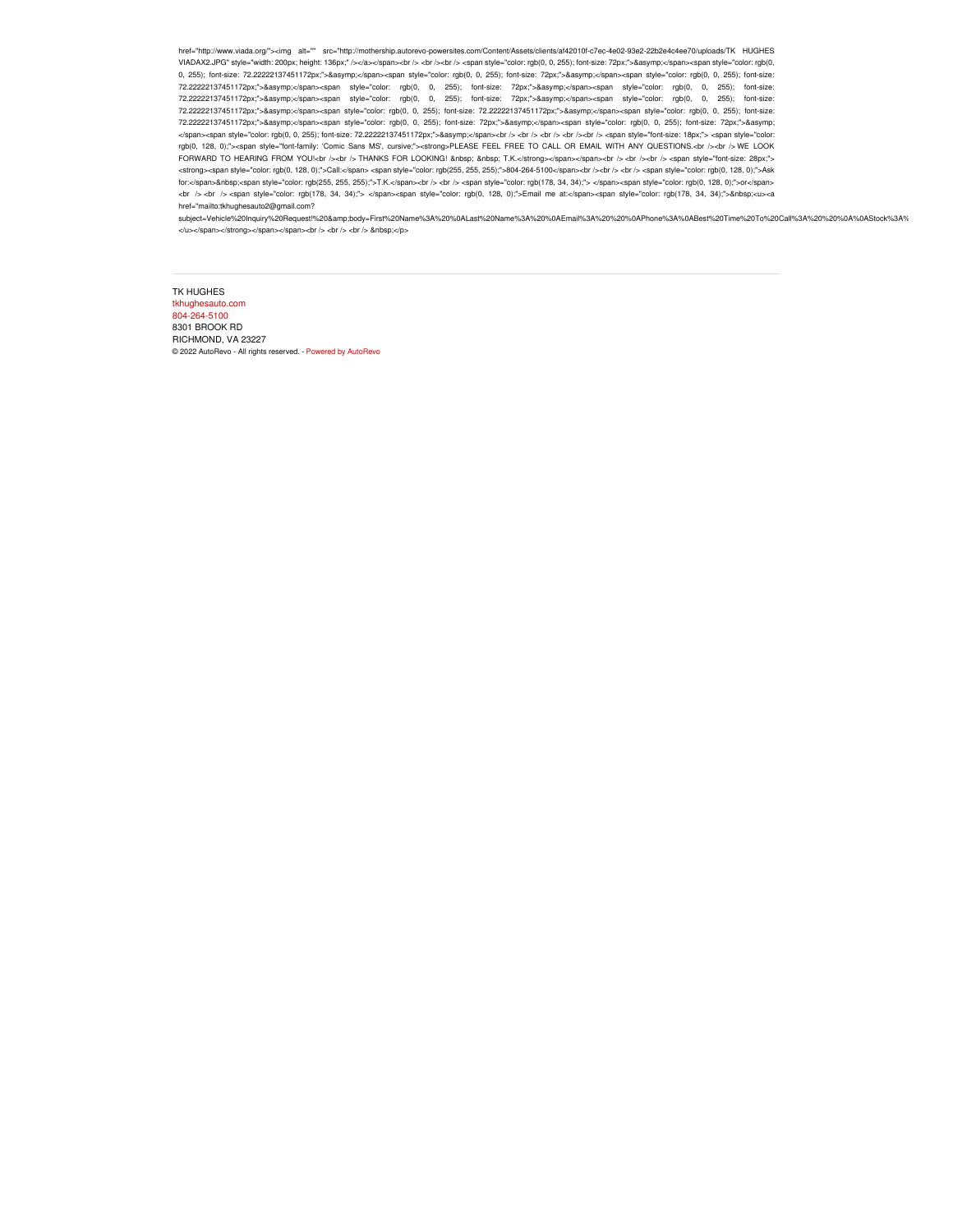```
href="http://www.viada.org/"><img alt="" src="http://mothership.autorevo-powersites.com/Content/Assets/clients/af42010f-c7ec-4e02-93e2-22b2e4c4ee70/uploads/TK HUGHES VIADAX2.JPG" style="width: 200px; height: 136px;" /></a></span><br /> <br /><br /> <span style="color: rgb(0, 0, 255); font-size: 72px;">&asymp;</span><span style="color: rgb(0, 0, 255); font-size: 72.22222137451172px;">&asymp;</span><span style="color: rgb(0, 0, 255); font-size: 72px;">&asymp;</span><span style="color: rgb(0, 0, 255); font-size: 72.22222137451172px;">&asymp;</span><span style="color: rgb(0, 0, 255); font-size: 72px;">&asymp;</span><span style="color: rgb(0, 0, 255); font-size: 72.22222137451172px;">&asymp;</span><span style="color: rgb(0, 0, 255); font-size: 72px;">&asymp;</span><span style="color: rgb(0, 0, 255); font-size: 72.22222137451172px;">&asymp;</span><span style="color: rgb(0, 0, 255); font-size: 72.22222137451172px;">&asymp;</span><span style="color: rgb(0, 0, 255); font-size: 72.22222137451172px;">&asymp;</span><span style="color: rgb(0, 0, 255); font-size: 72px;">&asymp;</span><span style="color: rgb(0, 0, 255); font-size: 72px;">&asymp;</span><span style="color: rgb(0, 0, 255); font-size: 72px;">&asymp;</span><span style="color: rgb(0, 0, 255); font-size: 72.22222137451172px;">&asymp;</span><br /> <br /> <br /> <br /><br /> <span style="font-size: 18px;"> <span style="color: rgb(0, 128, 0);"><span style="font-family: 'Comic Sans MS', cursive;"><strong>PLEASE FEEL FREE TO CALL OR EMAIL WITH ANY QUESTIONS.<br /><br /> WE LOOK FORWARD TO HEARING FROM YOU!<br /><br /> THANKS FOR LOOKING! &nbsp; &nbsp; T.K.</strong></span></span><br /> <br /><br /> <span style="font-size: 28px;"> <strong><span style="color: rgb(0, 128, 0);">Call:</span> <span style="color: rgb(255, 255, 255);">804-264-5100</span><br /><br /> <br /> <span style="color: rgb(0, 128, 0);">Ask for:</span>&nbsp;<span style="color: rgb(255, 255, 255);">T.K.</span><br /> <br /> <span style="color: rgb(178, 34, 34);"> </span><span style="color: rgb(0, 128, 0);">or</span> <br /> <br /> <span style="color: rgb(178, 34, 34);"> </span><span style="color: rgb(0, 128, 0);">Email me at:</span><span style="color: rgb(178, 34, 34);">&nbsp;<u><a href="mailto:tkhughesauto2@gmail.com?subject=Vehicle%20Inquiry%20Request!%20&amp;body=First%20Name%3A%20%0ALast%20Name%3A%20%0AEmail%3A%20%20%0APhone%3A%0ABest%20Time%20To%20Call%3A%20%20%0A%0AStock%3A%
</u></span></strong></span></span><br /> <br /> <br /> &nbsp;</p>
```

TK HUGHES
tkhughesauto.com
804-264-5100
8301 BROOK RD
RICHMOND, VA 23227

© 2022 AutoRevo - All rights reserved. - Powered by AutoRevo